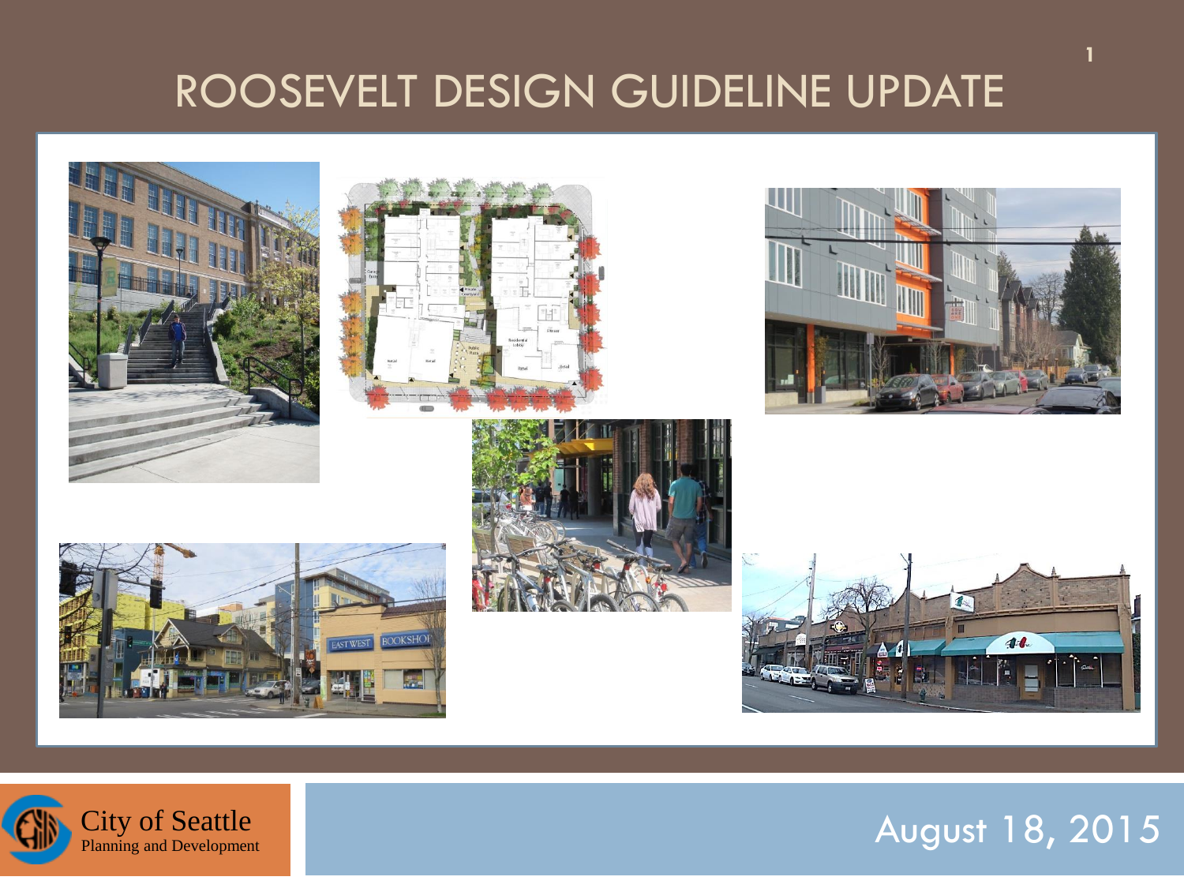# ROOSEVELT DESIGN GUIDELINE UPDATE

City of Seattle
Planning and Development

August 18, 2015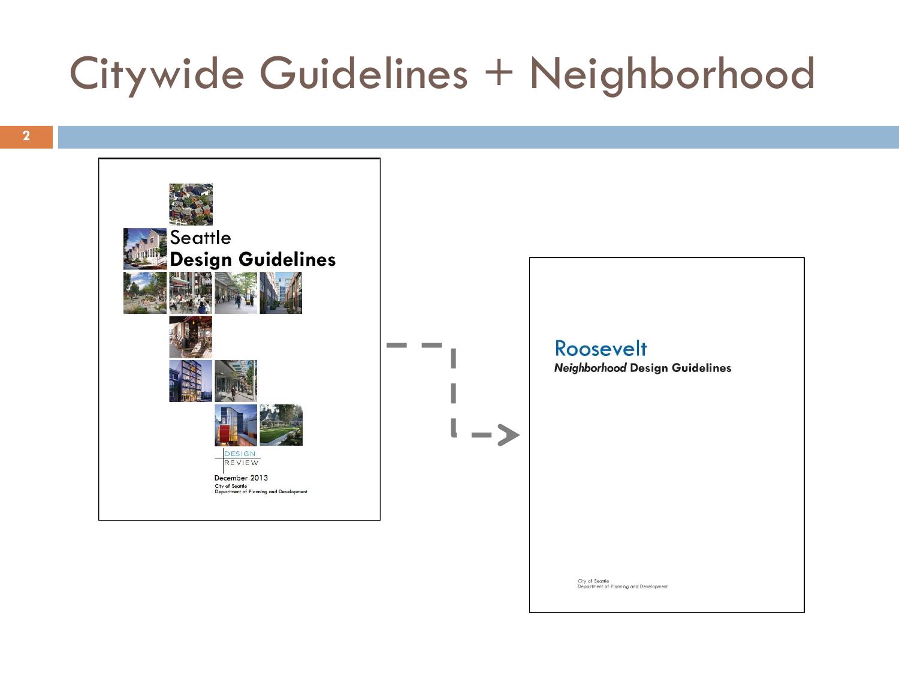# Citywide Guidelines + Neighborhood

Seattle
**Design Guidelines**

DESIGN
REVIEW

December 2013
City of Seattle
Department of Planning and Development

Roosevelt
***Neighborhood* Design Guidelines**

City of Seattle
Department of Planning and Development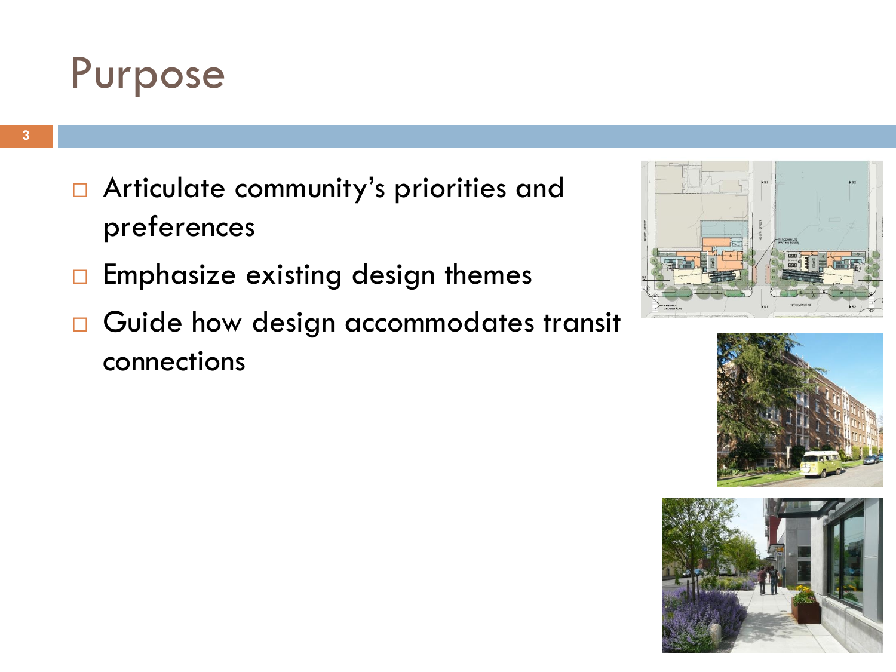# Purpose

- Articulate community's priorities and preferences
- Emphasize existing design themes
- Guide how design accommodates transit connections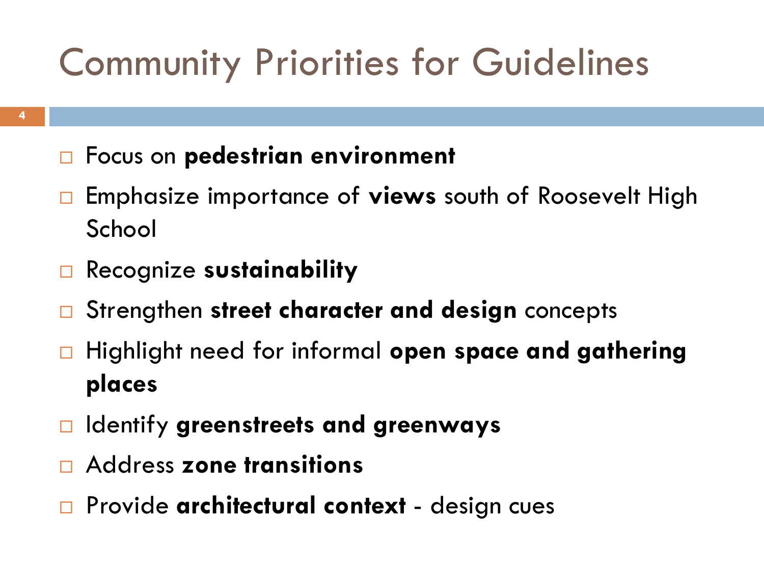# Community Priorities for Guidelines

- Focus on **pedestrian environment**
- Emphasize importance of **views** south of Roosevelt High School
- Recognize **sustainability**
- Strengthen **street character and design** concepts
- Highlight need for informal **open space and gathering places**
- Identify **greenstreets and greenways**
- Address **zone transitions**
- Provide **architectural context** - design cues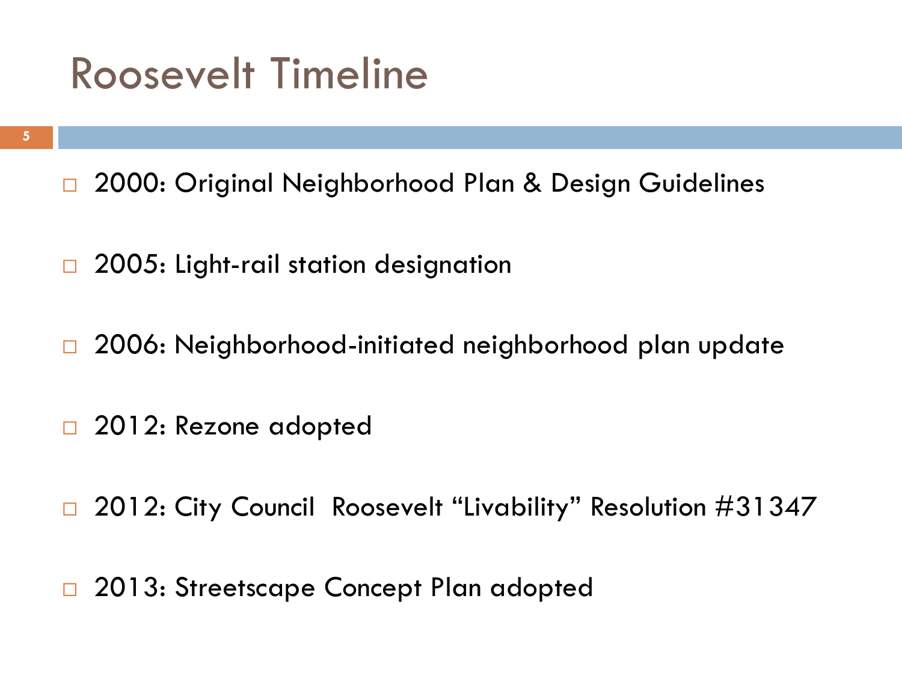# Roosevelt Timeline

- 2000: Original Neighborhood Plan & Design Guidelines
- 2005: Light-rail station designation
- 2006: Neighborhood-initiated neighborhood plan update
- 2012: Rezone adopted
- 2012: City Council  Roosevelt "Livability" Resolution #31347
- 2013: Streetscape Concept Plan adopted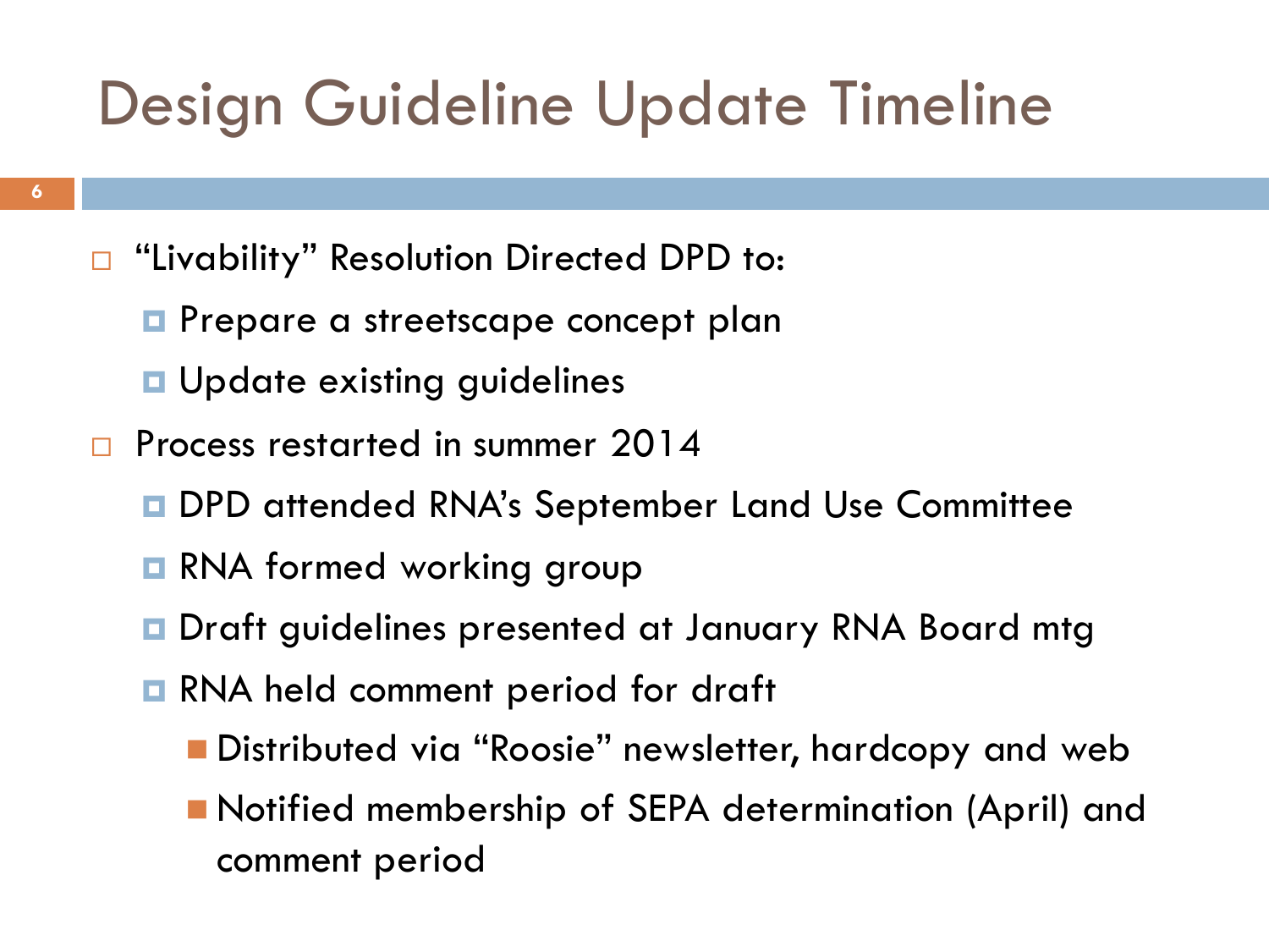# Design Guideline Update Timeline

- "Livability" Resolution Directed DPD to:
  - Prepare a streetscape concept plan
  - Update existing guidelines
- Process restarted in summer 2014
  - DPD attended RNA's September Land Use Committee
  - RNA formed working group
  - Draft guidelines presented at January RNA Board mtg
  - RNA held comment period for draft
    - Distributed via "Roosie" newsletter, hardcopy and web
    - Notified membership of SEPA determination (April) and comment period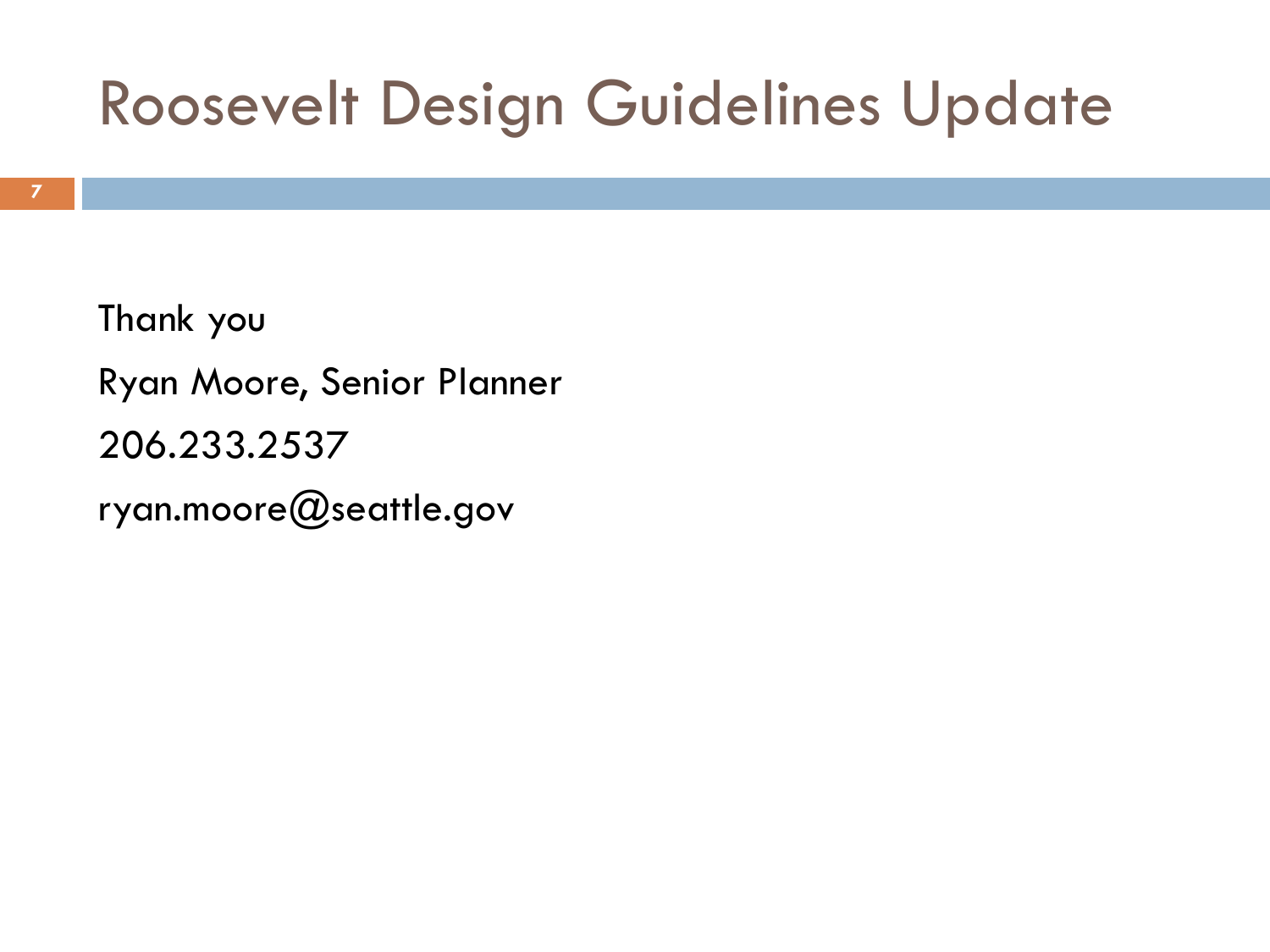# Roosevelt Design Guidelines Update

Thank you

Ryan Moore, Senior Planner

206.233.2537

ryan.moore@seattle.gov